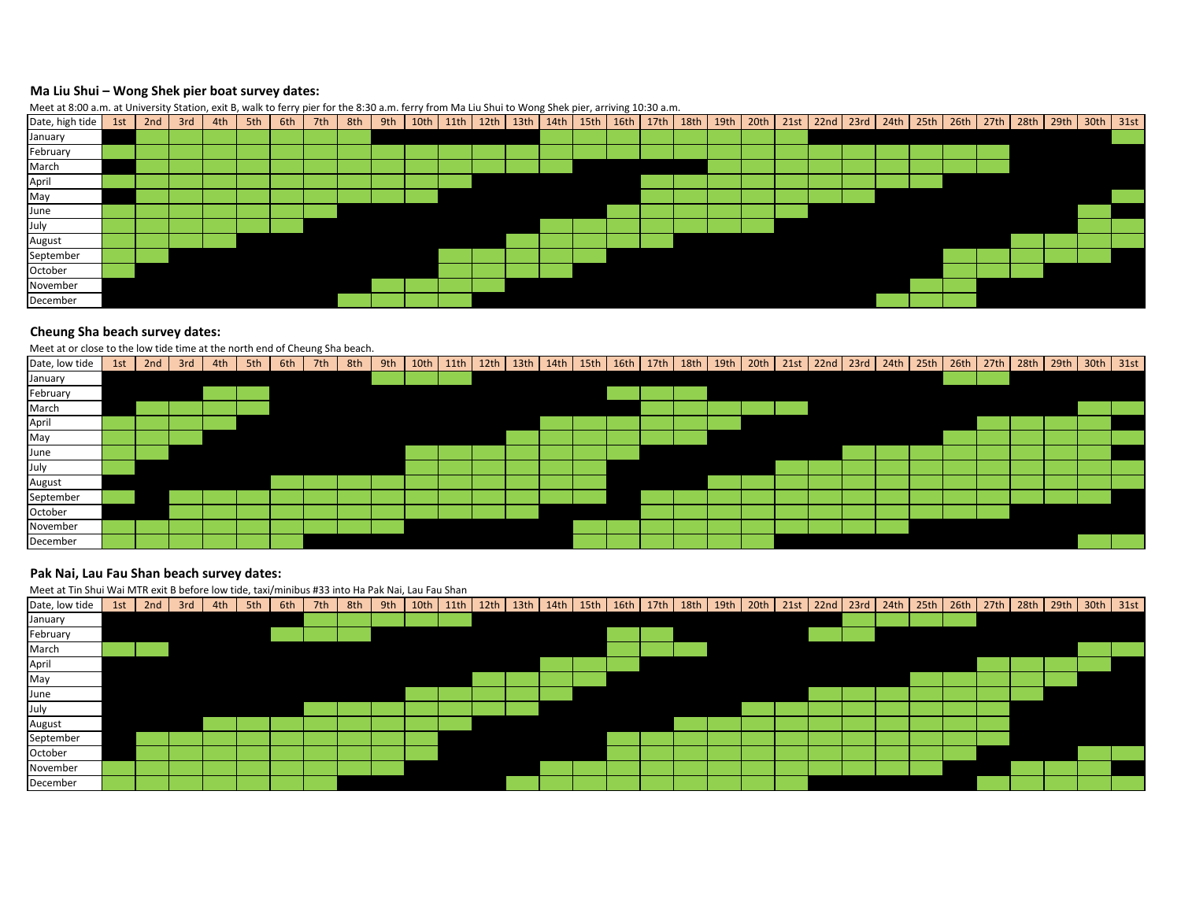### Ma Liu Shui – Wong Shek pier boat survey dates:

Meet at 8:00 a.m. at University Station, exit B, walk to ferry pier for the 8:30 a.m. ferry from Ma Liu Shui to Wong Shek pier, arriving 10:30 a.m.

| Date, high tide | 1st | 2nd | 3rd | 4th | 5th | 6th | 7th | 8th | 9th | 10th | 11th | 12th | 13th | 14th | 15th | 16th | 17th | 18th | 19th | 20th | 21st | 22nd | 23rd | 24th | 25th | 26th | 27th | 28th | 29th | 30th | 31st |
|---|---|---|---|---|---|---|---|---|---|---|---|---|---|---|---|---|---|---|---|---|---|---|---|---|---|---|---|---|---|---|---|
| January | | ✓ | ✓ | ✓ | ✓ | ✓ | ✓ | ✓ | | | | | | ✓ | ✓ | ✓ | ✓ | ✓ | ✓ | ✓ | ✓ | | | | | | | | | | ✓ |
| February | ✓ | ✓ | ✓ | ✓ | ✓ | ✓ | ✓ | ✓ | ✓ | ✓ | ✓ | ✓ | ✓ | ✓ | ✓ | ✓ | ✓ | ✓ | ✓ | ✓ | ✓ | ✓ | ✓ | ✓ | ✓ | ✓ | ✓ | | | | |
| March | | ✓ | ✓ | ✓ | ✓ | ✓ | ✓ | ✓ | ✓ | ✓ | ✓ | ✓ | ✓ | ✓ | | | | | ✓ | ✓ | ✓ | ✓ | ✓ | ✓ | ✓ | ✓ | ✓ | | | | |
| April | ✓ | ✓ | ✓ | ✓ | ✓ | ✓ | ✓ | ✓ | ✓ | ✓ | ✓ | | | | | | ✓ | ✓ | ✓ | ✓ | ✓ | ✓ | ✓ | ✓ | ✓ | | | | | | |
| May | | ✓ | ✓ | ✓ | ✓ | ✓ | ✓ | ✓ | ✓ | ✓ | | | | | | | ✓ | ✓ | ✓ | ✓ | ✓ | ✓ | ✓ | | | | | | | | ✓ |
| June | ✓ | ✓ | ✓ | ✓ | ✓ | ✓ | ✓ | | | | | | | | | ✓ | ✓ | ✓ | ✓ | ✓ | ✓ | | | | | | | | | ✓ | |
| July | ✓ | ✓ | ✓ | ✓ | ✓ | ✓ | | | | | | | | ✓ | ✓ | ✓ | ✓ | ✓ | ✓ | ✓ | | | | | | | | | | ✓ | ✓ |
| August | ✓ | ✓ | ✓ | ✓ | | | | | | | | | ✓ | ✓ | ✓ | ✓ | ✓ | | | | | | | | | | | ✓ | ✓ | ✓ | ✓ |
| September | ✓ | ✓ | | | | | | | | | ✓ | ✓ | ✓ | ✓ | ✓ | | | | | | | | | | | ✓ | ✓ | ✓ | ✓ | ✓ | |
| October | ✓ | | | | | | | | | | ✓ | ✓ | ✓ | ✓ | | | | | | | | | | | | ✓ | ✓ | ✓ | | | |
| November | | | | | | | | | ✓ | ✓ | ✓ | ✓ | | | | | | | | | | | | | ✓ | ✓ | | | | | |
| December | | | | | | | | ✓ | ✓ | ✓ | ✓ | | | | | | | | | | | | | ✓ | ✓ | ✓ | | | | | |

### Cheung Sha beach survey dates:

Meet at or close to the low tide time at the north end of Cheung Sha beach.

| Date, low tide | 1st | 2nd | 3rd | 4th | 5th | 6th | 7th | 8th | 9th | 10th | 11th | 12th | 13th | 14th | 15th | 16th | 17th | 18th | 19th | 20th | 21st | 22nd | 23rd | 24th | 25th | 26th | 27th | 28th | 29th | 30th | 31st |
|---|---|---|---|---|---|---|---|---|---|---|---|---|---|---|---|---|---|---|---|---|---|---|---|---|---|---|---|---|---|---|---|
| January | | | | | | | | | ✓ | ✓ | ✓ | | | | | | | | | | | | | | | ✓ | ✓ | | | | |
| February | | | | ✓ | ✓ | | | | | | | | | | | ✓ | ✓ | ✓ | | | | | | | | | | | | | |
| March | | ✓ | ✓ | ✓ | ✓ | | | | | | | | | | | | ✓ | ✓ | ✓ | ✓ | ✓ | | | | | | | | | ✓ | ✓ |
| April | ✓ | ✓ | ✓ | ✓ | | | | | | | | | | ✓ | ✓ | ✓ | ✓ | ✓ | ✓ | | | | | | | | ✓ | ✓ | ✓ | ✓ | |
| May | ✓ | ✓ | ✓ | | | | | | | | | | ✓ | ✓ | ✓ | ✓ | ✓ | ✓ | | | | | | | | ✓ | ✓ | ✓ | ✓ | ✓ | ✓ |
| June | ✓ | ✓ | | | | | | | | ✓ | ✓ | ✓ | ✓ | ✓ | ✓ | ✓ | | | | | | | ✓ | ✓ | ✓ | ✓ | ✓ | ✓ | ✓ | ✓ | |
| July | ✓ | | | | | | | | | ✓ | ✓ | ✓ | ✓ | ✓ | ✓ | | | | | | ✓ | ✓ | ✓ | ✓ | ✓ | ✓ | ✓ | ✓ | ✓ | ✓ | ✓ |
| August | | | | | | ✓ | ✓ | ✓ | ✓ | ✓ | ✓ | ✓ | ✓ | ✓ | ✓ | | | | ✓ | ✓ | ✓ | ✓ | ✓ | ✓ | ✓ | ✓ | ✓ | ✓ | ✓ | ✓ | ✓ |
| September | ✓ | | ✓ | ✓ | ✓ | ✓ | ✓ | ✓ | ✓ | ✓ | ✓ | ✓ | ✓ | ✓ | ✓ | | ✓ | ✓ | ✓ | ✓ | ✓ | ✓ | ✓ | ✓ | ✓ | ✓ | ✓ | ✓ | ✓ | ✓ | |
| October | | | ✓ | ✓ | ✓ | ✓ | ✓ | ✓ | ✓ | ✓ | ✓ | ✓ | ✓ | | | | ✓ | ✓ | ✓ | ✓ | ✓ | ✓ | ✓ | ✓ | ✓ | ✓ | ✓ | | | | |
| November | ✓ | ✓ | ✓ | ✓ | ✓ | ✓ | ✓ | ✓ | ✓ | | | | | | ✓ | ✓ | ✓ | ✓ | ✓ | ✓ | ✓ | ✓ | ✓ | ✓ | | | | | | | |
| December | ✓ | ✓ | ✓ | ✓ | ✓ | ✓ | | | | | | | | | ✓ | ✓ | ✓ | ✓ | ✓ | ✓ | | | | | | | | | | ✓ | ✓ |

### Pak Nai, Lau Fau Shan beach survey dates:

Meet at Tin Shui Wai MTR exit B before low tide, taxi/minibus #33 into Ha Pak Nai, Lau Fau Shan

| Date, low tide | 1st | 2nd | 3rd | 4th | 5th | 6th | 7th | 8th | 9th | 10th | 11th | 12th | 13th | 14th | 15th | 16th | 17th | 18th | 19th | 20th | 21st | 22nd | 23rd | 24th | 25th | 26th | 27th | 28th | 29th | 30th | 31st |
|---|---|---|---|---|---|---|---|---|---|---|---|---|---|---|---|---|---|---|---|---|---|---|---|---|---|---|---|---|---|---|---|
| January | | | | | | | ✓ | ✓ | ✓ | ✓ | ✓ | | | | | | | | | | | | ✓ | ✓ | ✓ | ✓ | | | | | |
| February | | | | | | ✓ | ✓ | ✓ | | | | | | | | ✓ | ✓ | | | | | ✓ | ✓ | | | | | | | | |
| March | ✓ | ✓ | | | | | | | | | | | | | | ✓ | ✓ | ✓ | | | | | | | | | | | | ✓ | ✓ |
| April | | | | | | | | | | | | | | ✓ | ✓ | ✓ | | | | | | | | | | | ✓ | ✓ | ✓ | ✓ | |
| May | | | | | | | | | | | | ✓ | ✓ | ✓ | ✓ | | | | | | | | | | ✓ | ✓ | ✓ | ✓ | ✓ | | |
| June | | | | | | | | | | ✓ | ✓ | ✓ | ✓ | ✓ | | | | | | | | ✓ | ✓ | ✓ | ✓ | ✓ | ✓ | ✓ | | | |
| July | | | | | | | ✓ | ✓ | ✓ | ✓ | ✓ | ✓ | ✓ | | | | | | | ✓ | ✓ | ✓ | ✓ | ✓ | ✓ | ✓ | ✓ | | | | |
| August | | | | ✓ | ✓ | ✓ | ✓ | ✓ | ✓ | ✓ | ✓ | | | | | | | ✓ | ✓ | ✓ | ✓ | ✓ | ✓ | ✓ | ✓ | ✓ | ✓ | | | | |
| September | | ✓ | ✓ | ✓ | ✓ | ✓ | ✓ | ✓ | ✓ | ✓ | | | | | | ✓ | ✓ | ✓ | ✓ | ✓ | ✓ | ✓ | ✓ | ✓ | ✓ | ✓ | ✓ | | | | |
| October | | ✓ | ✓ | ✓ | ✓ | ✓ | ✓ | ✓ | ✓ | ✓ | | | | | | ✓ | ✓ | ✓ | ✓ | ✓ | ✓ | ✓ | ✓ | ✓ | ✓ | ✓ | | | | ✓ | ✓ |
| November | ✓ | ✓ | ✓ | ✓ | ✓ | ✓ | ✓ | ✓ | ✓ | | | | | ✓ | ✓ | ✓ | ✓ | ✓ | ✓ | ✓ | ✓ | ✓ | ✓ | ✓ | ✓ | | | ✓ | ✓ | ✓ | |
| December | ✓ | ✓ | ✓ | ✓ | ✓ | ✓ | ✓ | | | | | | ✓ | ✓ | ✓ | ✓ | ✓ | ✓ | ✓ | ✓ | ✓ | | | | | | ✓ | ✓ | ✓ | ✓ | ✓ |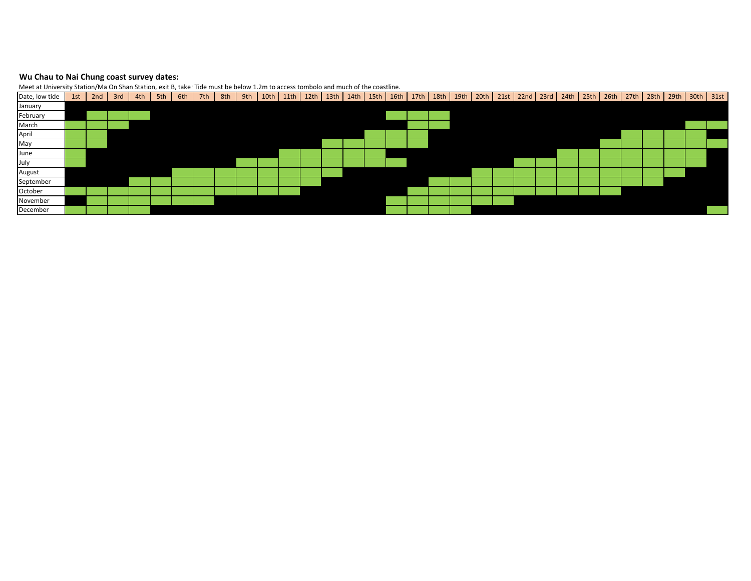**Wu Chau to Nai Chung coast survey dates:**

Meet at University Station/Ma On Shan Station, exit B, take Tide must be below 1.2m to access tombolo and much of the coastline.

| Date, low tide | 1st | 2nd | 3rd | 4th | 5th | 6th | 7th | 8th | 9th | 10th | 11th | 12th | 13th | 14th | 15th | 16th | 17th | 18th | 19th | 20th | 21st | 22nd | 23rd | 24th | 25th | 26th | 27th | 28th | 29th | 30th | 31st |
|---|---|---|---|---|---|---|---|---|---|---|---|---|---|---|---|---|---|---|---|---|---|---|---|---|---|---|---|---|---|---|---|
| January | | | | | | | | | | | | | | | | | | | | | | | | | | | | | | | |
| February | | | | | | | | | | | | | | | | | | | | | | | | | | | | | | | |
| March | | | | | | | | | | | | | | | | | | | | | | | | | | | | | | | |
| April | | | | | | | | | | | | | | | | | | | | | | | | | | | | | | | |
| May | | | | | | | | | | | | | | | | | | | | | | | | | | | | | | | |
| June | | | | | | | | | | | | | | | | | | | | | | | | | | | | | | | |
| July | | | | | | | | | | | | | | | | | | | | | | | | | | | | | | | |
| August | | | | | | | | | | | | | | | | | | | | | | | | | | | | | | | |
| September | | | | | | | | | | | | | | | | | | | | | | | | | | | | | | | |
| October | | | | | | | | | | | | | | | | | | | | | | | | | | | | | | | |
| November | | | | | | | | | | | | | | | | | | | | | | | | | | | | | | | |
| December | | | | | | | | | | | | | | | | | | | | | | | | | | | | | | | |